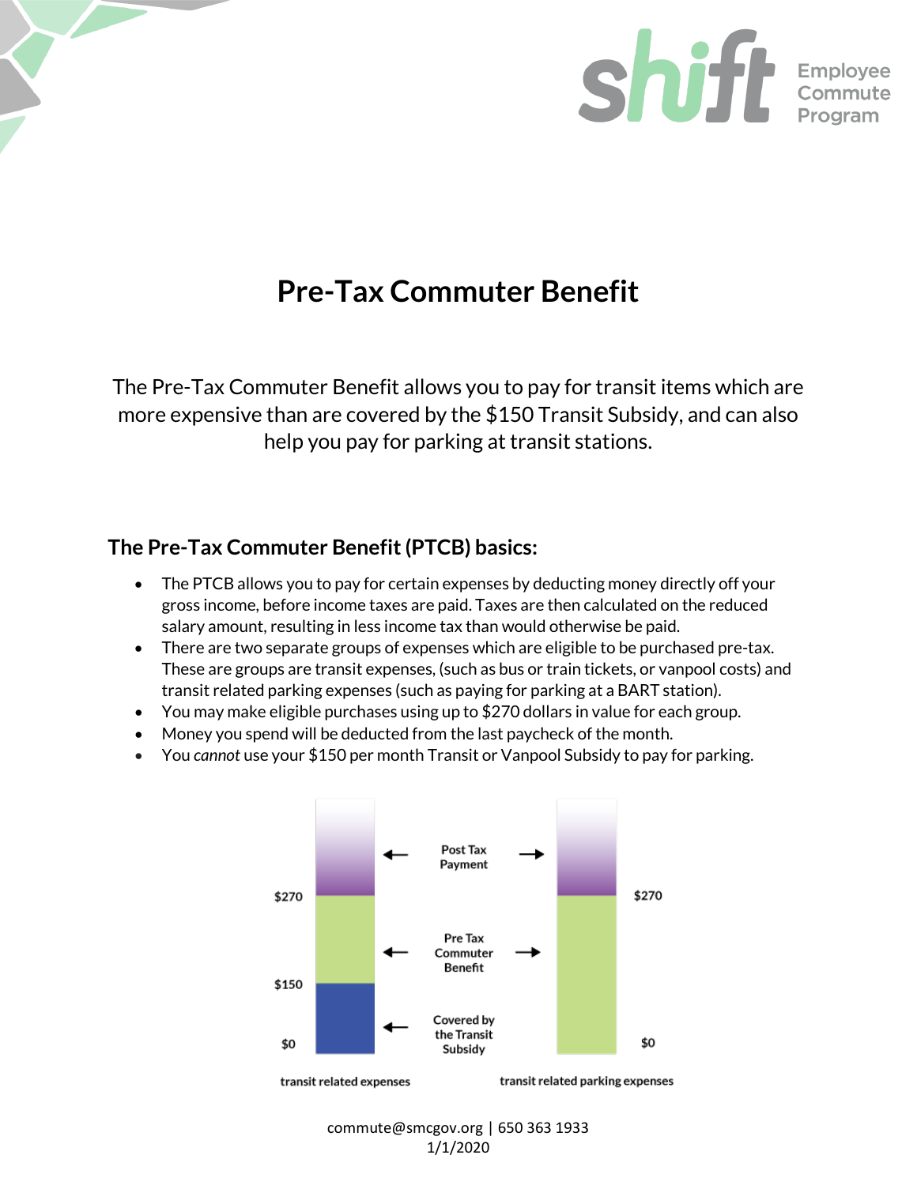shift Employee Commute Program

# Pre-Tax Commuter Benefit

The Pre-Tax Commuter Benefit allows you to pay for transit items which are more expensive than are covered by the $150 Transit Subsidy, and can also help you pay for parking at transit stations.

## The Pre-Tax Commuter Benefit (PTCB) basics:

- The PTCB allows you to pay for certain expenses by deducting money directly off your gross income, before income taxes are paid. Taxes are then calculated on the reduced salary amount, resulting in less income tax than would otherwise be paid.
- There are two separate groups of expenses which are eligible to be purchased pre-tax. These are groups are transit expenses, (such as bus or train tickets, or vanpool costs) and transit related parking expenses (such as paying for parking at a BART station).
- You may make eligible purchases using up to $270 dollars in value for each group.
- Money you spend will be deducted from the last paycheck of the month.
- You *cannot* use your $150 per month Transit or Vanpool Subsidy to pay for parking.

| | transit related expenses | transit related parking expenses |
|---|---|---|
| Post Tax Payment | Above $270 | Above $270 |
| Pre Tax Commuter Benefit | $150 – $270 | $0 – $270 |
| Covered by the Transit Subsidy | $0 – $150 | |

commute@smcgov.org | 650 363 1933
1/1/2020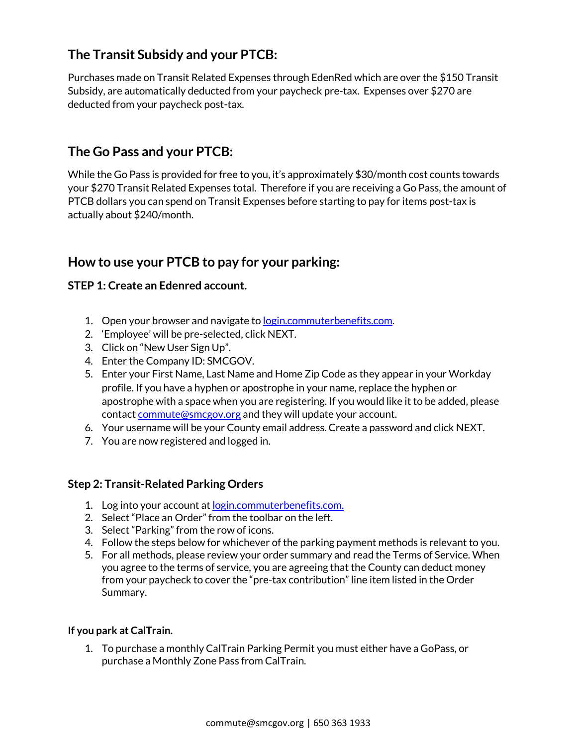## The Transit Subsidy and your PTCB:

Purchases made on Transit Related Expenses through EdenRed which are over the $150 Transit Subsidy, are automatically deducted from your paycheck pre-tax. Expenses over $270 are deducted from your paycheck post-tax.

## The Go Pass and your PTCB:

While the Go Pass is provided for free to you, it's approximately $30/month cost counts towards your $270 Transit Related Expenses total. Therefore if you are receiving a Go Pass, the amount of PTCB dollars you can spend on Transit Expenses before starting to pay for items post-tax is actually about $240/month.

## How to use your PTCB to pay for your parking:

### STEP 1: Create an Edenred account.

1. Open your browser and navigate to [login.commuterbenefits.com](login.commuterbenefits.com).
2. 'Employee' will be pre-selected, click NEXT.
3. Click on "New User Sign Up".
4. Enter the Company ID: SMCGOV.
5. Enter your First Name, Last Name and Home Zip Code as they appear in your Workday profile. If you have a hyphen or apostrophe in your name, replace the hyphen or apostrophe with a space when you are registering. If you would like it to be added, please contact [commute@smcgov.org](mailto:commute@smcgov.org) and they will update your account.
6. Your username will be your County email address. Create a password and click NEXT.
7. You are now registered and logged in.

### Step 2: Transit-Related Parking Orders

1. Log into your account at [login.commuterbenefits.com.](login.commuterbenefits.com)
2. Select "Place an Order" from the toolbar on the left.
3. Select "Parking" from the row of icons.
4. Follow the steps below for whichever of the parking payment methods is relevant to you.
5. For all methods, please review your order summary and read the Terms of Service. When you agree to the terms of service, you are agreeing that the County can deduct money from your paycheck to cover the "pre-tax contribution" line item listed in the Order Summary.

#### If you park at CalTrain.

1. To purchase a monthly CalTrain Parking Permit you must either have a GoPass, or purchase a Monthly Zone Pass from CalTrain.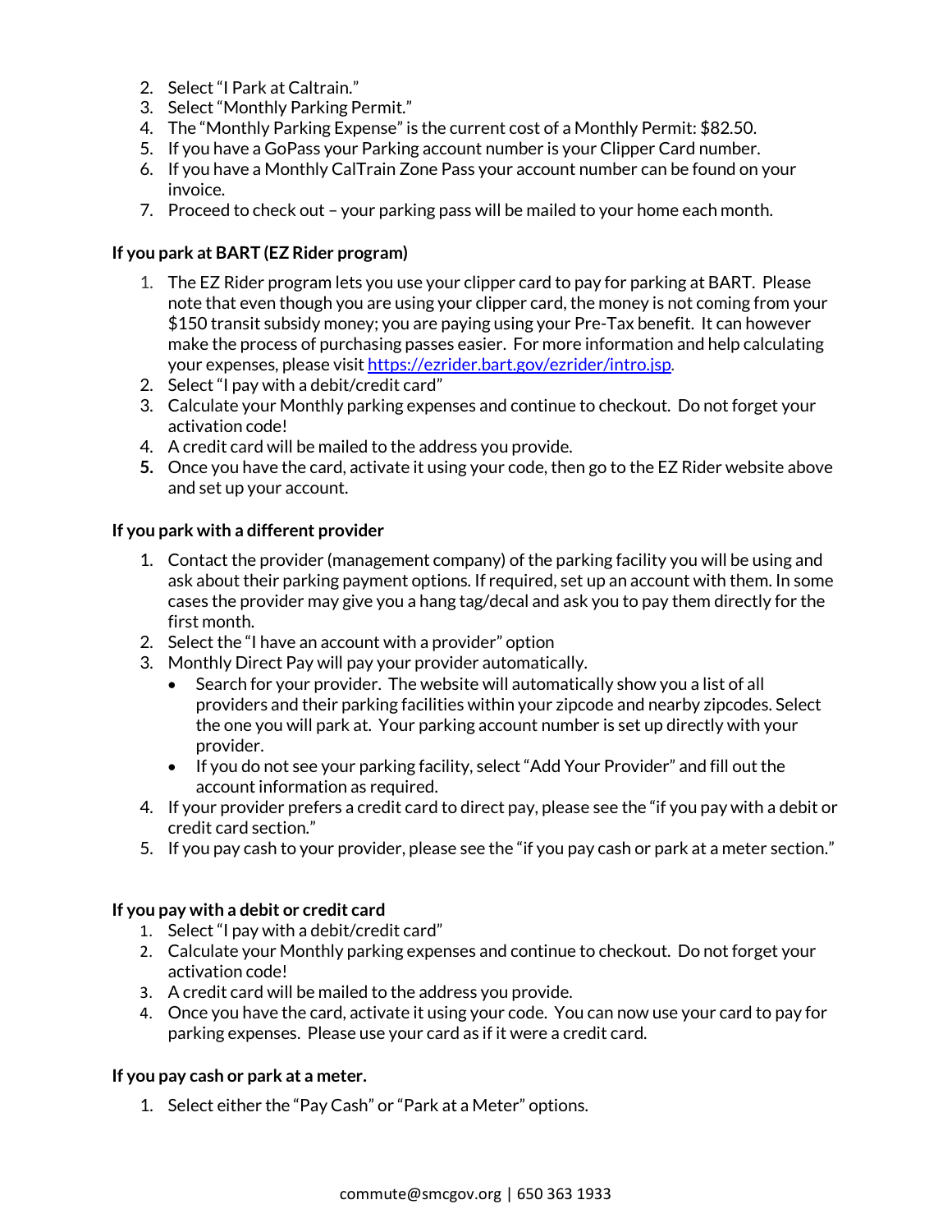2. Select "I Park at Caltrain."
3. Select "Monthly Parking Permit."
4. The "Monthly Parking Expense" is the current cost of a Monthly Permit: $82.50.
5. If you have a GoPass your Parking account number is your Clipper Card number.
6. If you have a Monthly CalTrain Zone Pass your account number can be found on your invoice.
7. Proceed to check out – your parking pass will be mailed to your home each month.

**If you park at BART (EZ Rider program)**

1. The EZ Rider program lets you use your clipper card to pay for parking at BART. Please note that even though you are using your clipper card, the money is not coming from your $150 transit subsidy money; you are paying using your Pre-Tax benefit. It can however make the process of purchasing passes easier. For more information and help calculating your expenses, please visit [https://ezrider.bart.gov/ezrider/intro.jsp](https://ezrider.bart.gov/ezrider/intro.jsp).
2. Select "I pay with a debit/credit card"
3. Calculate your Monthly parking expenses and continue to checkout. Do not forget your activation code!
4. A credit card will be mailed to the address you provide.
5. Once you have the card, activate it using your code, then go to the EZ Rider website above and set up your account.

**If you park with a different provider**

1. Contact the provider (management company) of the parking facility you will be using and ask about their parking payment options. If required, set up an account with them. In some cases the provider may give you a hang tag/decal and ask you to pay them directly for the first month.
2. Select the "I have an account with a provider" option
3. Monthly Direct Pay will pay your provider automatically.
   - Search for your provider. The website will automatically show you a list of all providers and their parking facilities within your zipcode and nearby zipcodes. Select the one you will park at. Your parking account number is set up directly with your provider.
   - If you do not see your parking facility, select "Add Your Provider" and fill out the account information as required.
4. If your provider prefers a credit card to direct pay, please see the "if you pay with a debit or credit card section."
5. If you pay cash to your provider, please see the "if you pay cash or park at a meter section."

**If you pay with a debit or credit card**

1. Select "I pay with a debit/credit card"
2. Calculate your Monthly parking expenses and continue to checkout. Do not forget your activation code!
3. A credit card will be mailed to the address you provide.
4. Once you have the card, activate it using your code. You can now use your card to pay for parking expenses. Please use your card as if it were a credit card.

**If you pay cash or park at a meter.**

1. Select either the "Pay Cash" or "Park at a Meter" options.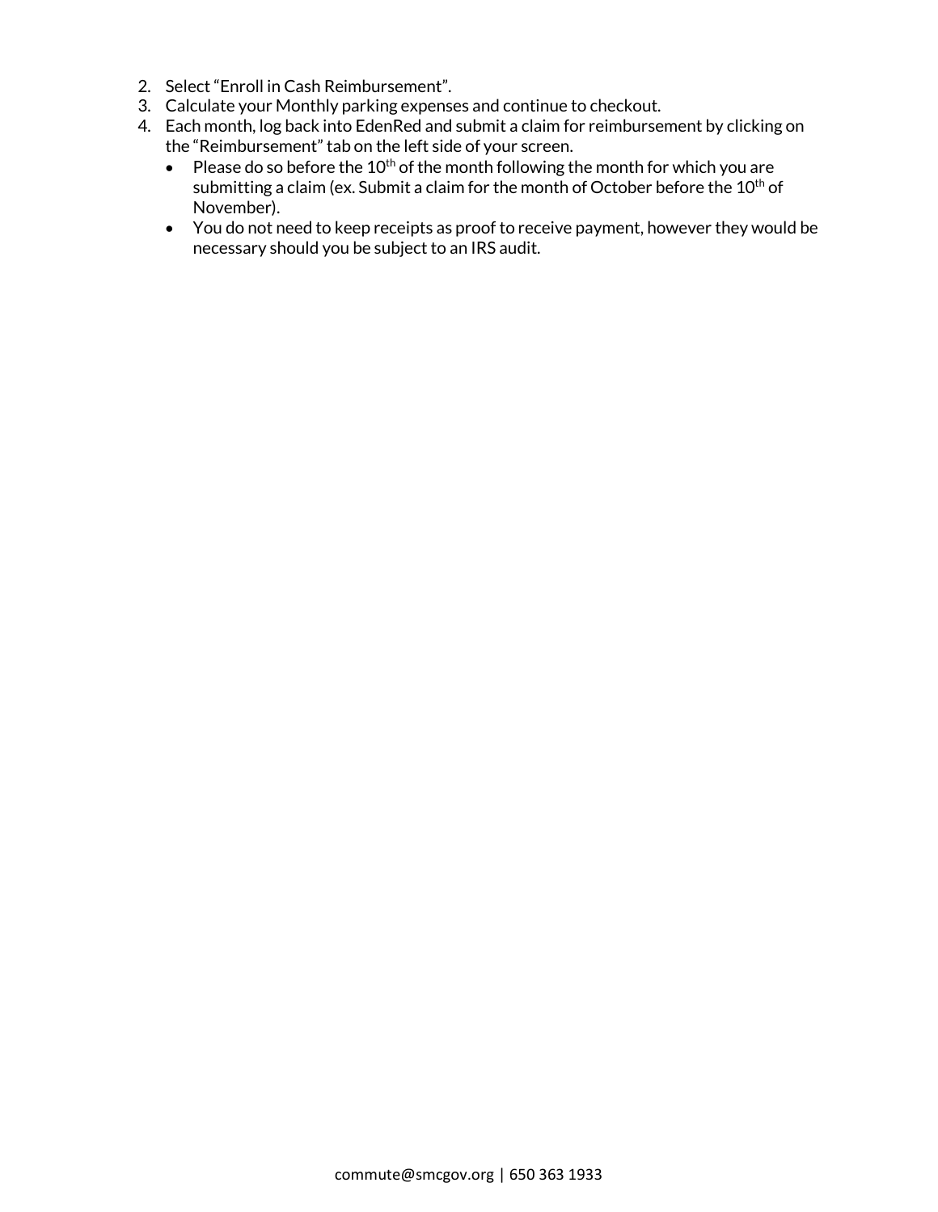2. Select "Enroll in Cash Reimbursement".
3. Calculate your Monthly parking expenses and continue to checkout.
4. Each month, log back into EdenRed and submit a claim for reimbursement by clicking on the "Reimbursement" tab on the left side of your screen.
   - Please do so before the 10th of the month following the month for which you are submitting a claim (ex. Submit a claim for the month of October before the 10th of November).
   - You do not need to keep receipts as proof to receive payment, however they would be necessary should you be subject to an IRS audit.

commute@smcgov.org | 650 363 1933